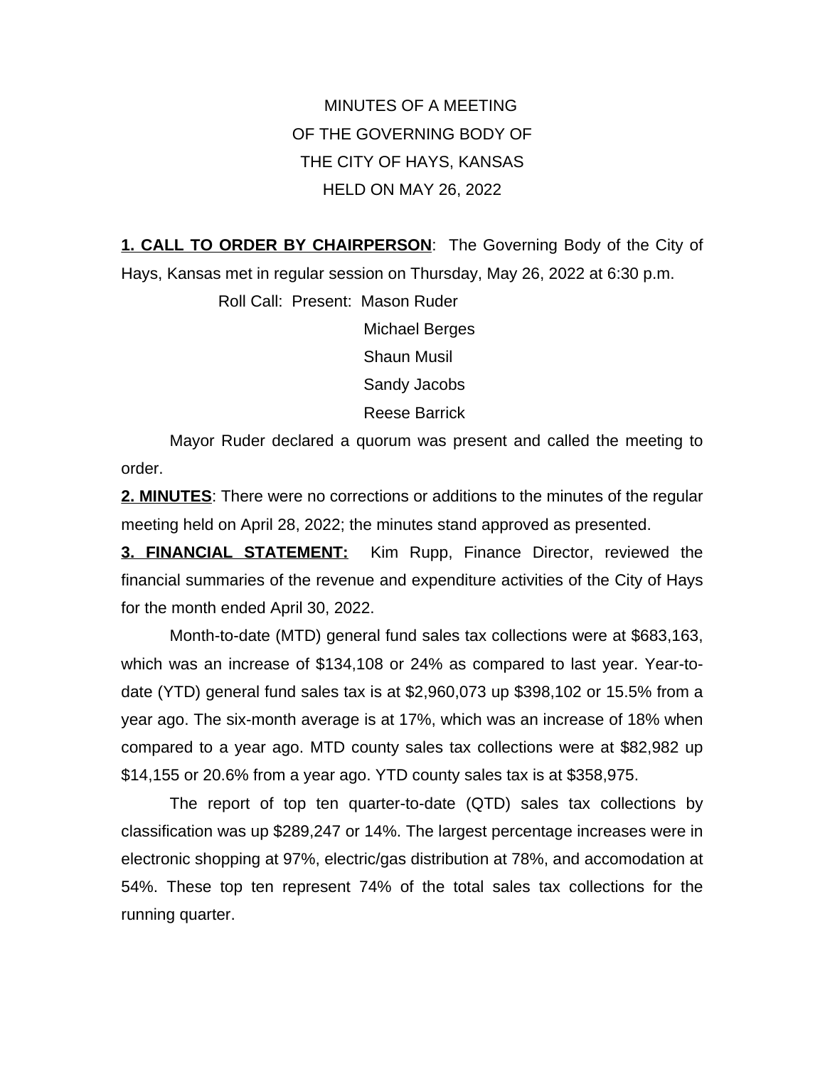MINUTES OF A MEETING
OF THE GOVERNING BODY OF
THE CITY OF HAYS, KANSAS
HELD ON MAY 26, 2022

**1. CALL TO ORDER BY CHAIRPERSON**: The Governing Body of the City of Hays, Kansas met in regular session on Thursday, May 26, 2022 at 6:30 p.m.

Roll Call: Present: Mason Ruder
Michael Berges
Shaun Musil
Sandy Jacobs
Reese Barrick

Mayor Ruder declared a quorum was present and called the meeting to order.

**2. MINUTES**: There were no corrections or additions to the minutes of the regular meeting held on April 28, 2022; the minutes stand approved as presented.

**3. FINANCIAL STATEMENT:** Kim Rupp, Finance Director, reviewed the financial summaries of the revenue and expenditure activities of the City of Hays for the month ended April 30, 2022.

Month-to-date (MTD) general fund sales tax collections were at $683,163, which was an increase of $134,108 or 24% as compared to last year. Year-to-date (YTD) general fund sales tax is at $2,960,073 up $398,102 or 15.5% from a year ago. The six-month average is at 17%, which was an increase of 18% when compared to a year ago. MTD county sales tax collections were at $82,982 up $14,155 or 20.6% from a year ago. YTD county sales tax is at $358,975.

The report of top ten quarter-to-date (QTD) sales tax collections by classification was up $289,247 or 14%. The largest percentage increases were in electronic shopping at 97%, electric/gas distribution at 78%, and accomodation at 54%. These top ten represent 74% of the total sales tax collections for the running quarter.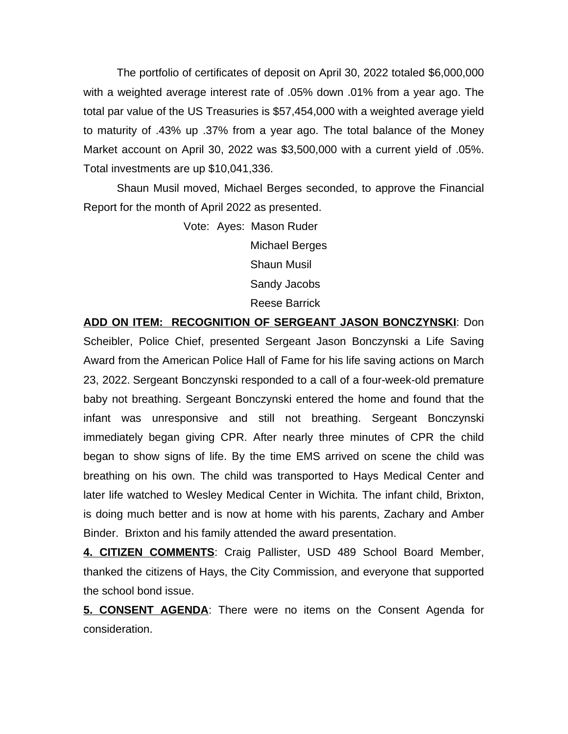The portfolio of certificates of deposit on April 30, 2022 totaled $6,000,000 with a weighted average interest rate of .05% down .01% from a year ago. The total par value of the US Treasuries is $57,454,000 with a weighted average yield to maturity of .43% up .37% from a year ago. The total balance of the Money Market account on April 30, 2022 was $3,500,000 with a current yield of .05%. Total investments are up $10,041,336.

Shaun Musil moved, Michael Berges seconded, to approve the Financial Report for the month of April 2022 as presented.

Vote: Ayes: Mason Ruder
Michael Berges
Shaun Musil
Sandy Jacobs
Reese Barrick

**ADD ON ITEM: RECOGNITION OF SERGEANT JASON BONCZYNSKI**: Don Scheibler, Police Chief, presented Sergeant Jason Bonczynski a Life Saving Award from the American Police Hall of Fame for his life saving actions on March 23, 2022. Sergeant Bonczynski responded to a call of a four-week-old premature baby not breathing. Sergeant Bonczynski entered the home and found that the infant was unresponsive and still not breathing. Sergeant Bonczynski immediately began giving CPR. After nearly three minutes of CPR the child began to show signs of life. By the time EMS arrived on scene the child was breathing on his own. The child was transported to Hays Medical Center and later life watched to Wesley Medical Center in Wichita. The infant child, Brixton, is doing much better and is now at home with his parents, Zachary and Amber Binder. Brixton and his family attended the award presentation.

**4. CITIZEN COMMENTS**: Craig Pallister, USD 489 School Board Member, thanked the citizens of Hays, the City Commission, and everyone that supported the school bond issue.

**5. CONSENT AGENDA**: There were no items on the Consent Agenda for consideration.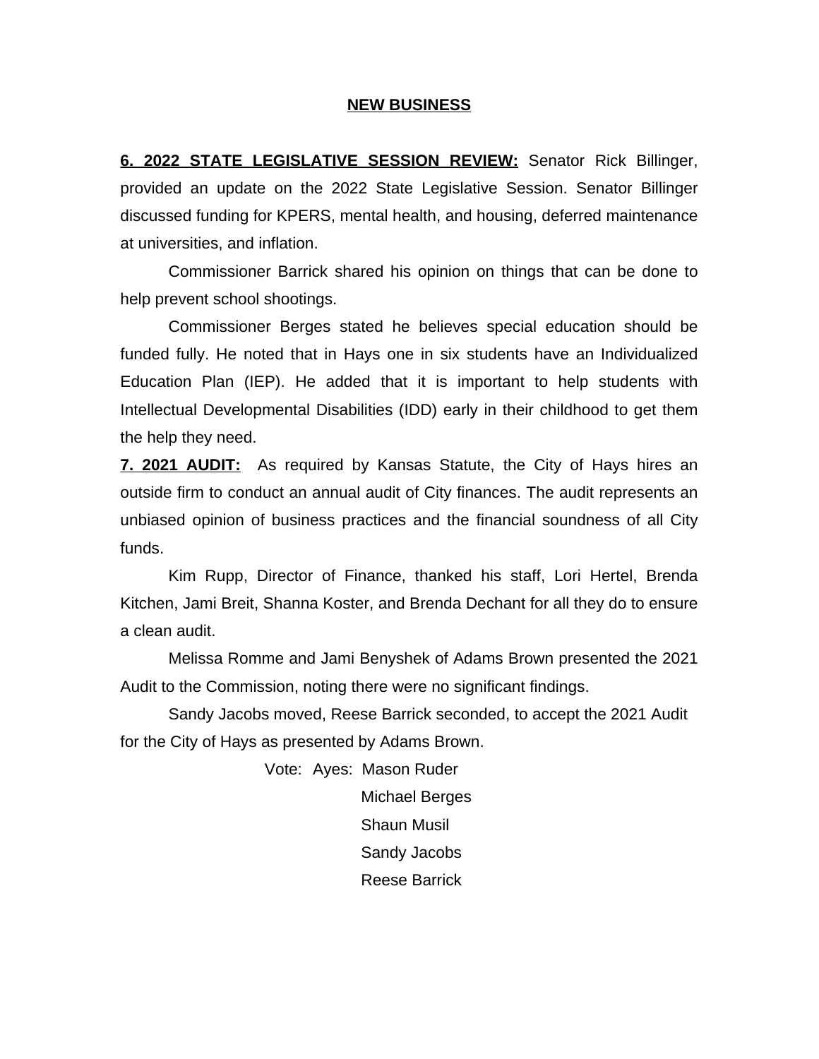## NEW BUSINESS

**6. 2022 STATE LEGISLATIVE SESSION REVIEW:** Senator Rick Billinger, provided an update on the 2022 State Legislative Session. Senator Billinger discussed funding for KPERS, mental health, and housing, deferred maintenance at universities, and inflation.

Commissioner Barrick shared his opinion on things that can be done to help prevent school shootings.

Commissioner Berges stated he believes special education should be funded fully. He noted that in Hays one in six students have an Individualized Education Plan (IEP). He added that it is important to help students with Intellectual Developmental Disabilities (IDD) early in their childhood to get them the help they need.

**7. 2021 AUDIT:** As required by Kansas Statute, the City of Hays hires an outside firm to conduct an annual audit of City finances. The audit represents an unbiased opinion of business practices and the financial soundness of all City funds.

Kim Rupp, Director of Finance, thanked his staff, Lori Hertel, Brenda Kitchen, Jami Breit, Shanna Koster, and Brenda Dechant for all they do to ensure a clean audit.

Melissa Romme and Jami Benyshek of Adams Brown presented the 2021 Audit to the Commission, noting there were no significant findings.

Sandy Jacobs moved, Reese Barrick seconded, to accept the 2021 Audit for the City of Hays as presented by Adams Brown.

Vote: Ayes: Mason Ruder
Michael Berges
Shaun Musil
Sandy Jacobs
Reese Barrick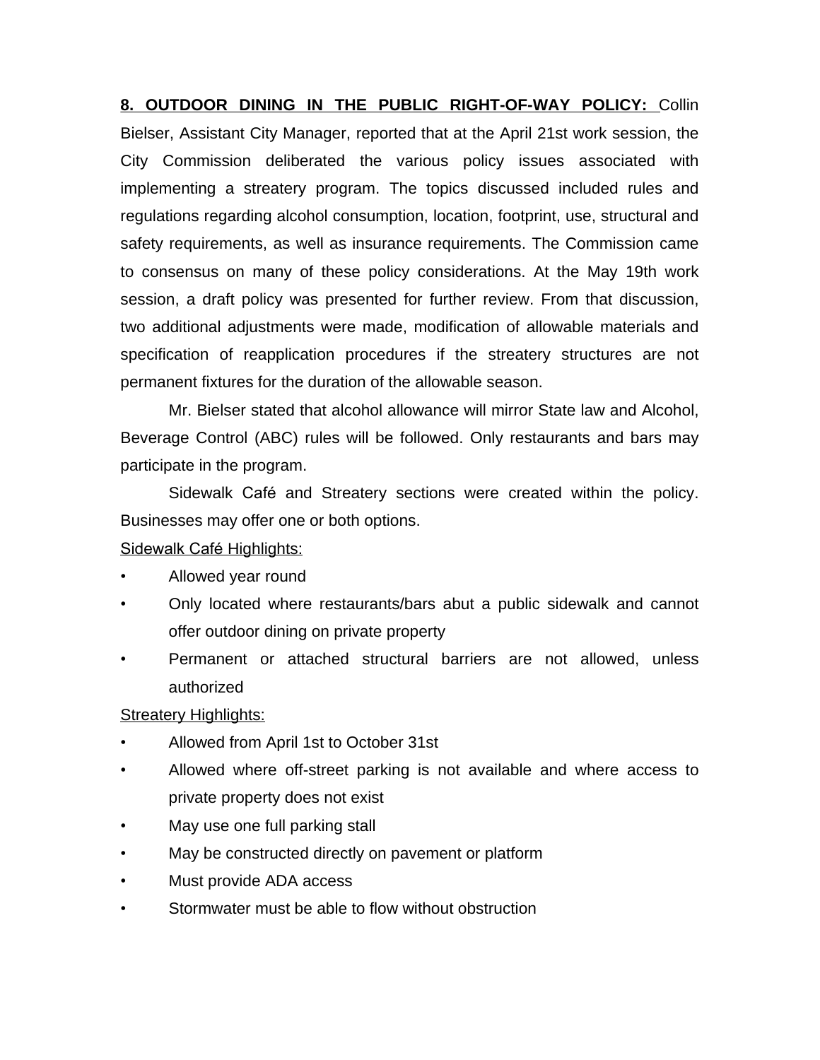**8. OUTDOOR DINING IN THE PUBLIC RIGHT-OF-WAY POLICY:** Collin Bielser, Assistant City Manager, reported that at the April 21st work session, the City Commission deliberated the various policy issues associated with implementing a streatery program. The topics discussed included rules and regulations regarding alcohol consumption, location, footprint, use, structural and safety requirements, as well as insurance requirements. The Commission came to consensus on many of these policy considerations. At the May 19th work session, a draft policy was presented for further review. From that discussion, two additional adjustments were made, modification of allowable materials and specification of reapplication procedures if the streatery structures are not permanent fixtures for the duration of the allowable season.

Mr. Bielser stated that alcohol allowance will mirror State law and Alcohol, Beverage Control (ABC) rules will be followed. Only restaurants and bars may participate in the program.

Sidewalk Café and Streatery sections were created within the policy. Businesses may offer one or both options.

Sidewalk Café Highlights:

- Allowed year round
- Only located where restaurants/bars abut a public sidewalk and cannot offer outdoor dining on private property
- Permanent or attached structural barriers are not allowed, unless authorized

Streatery Highlights:

- Allowed from April 1st to October 31st
- Allowed where off-street parking is not available and where access to private property does not exist
- May use one full parking stall
- May be constructed directly on pavement or platform
- Must provide ADA access
- Stormwater must be able to flow without obstruction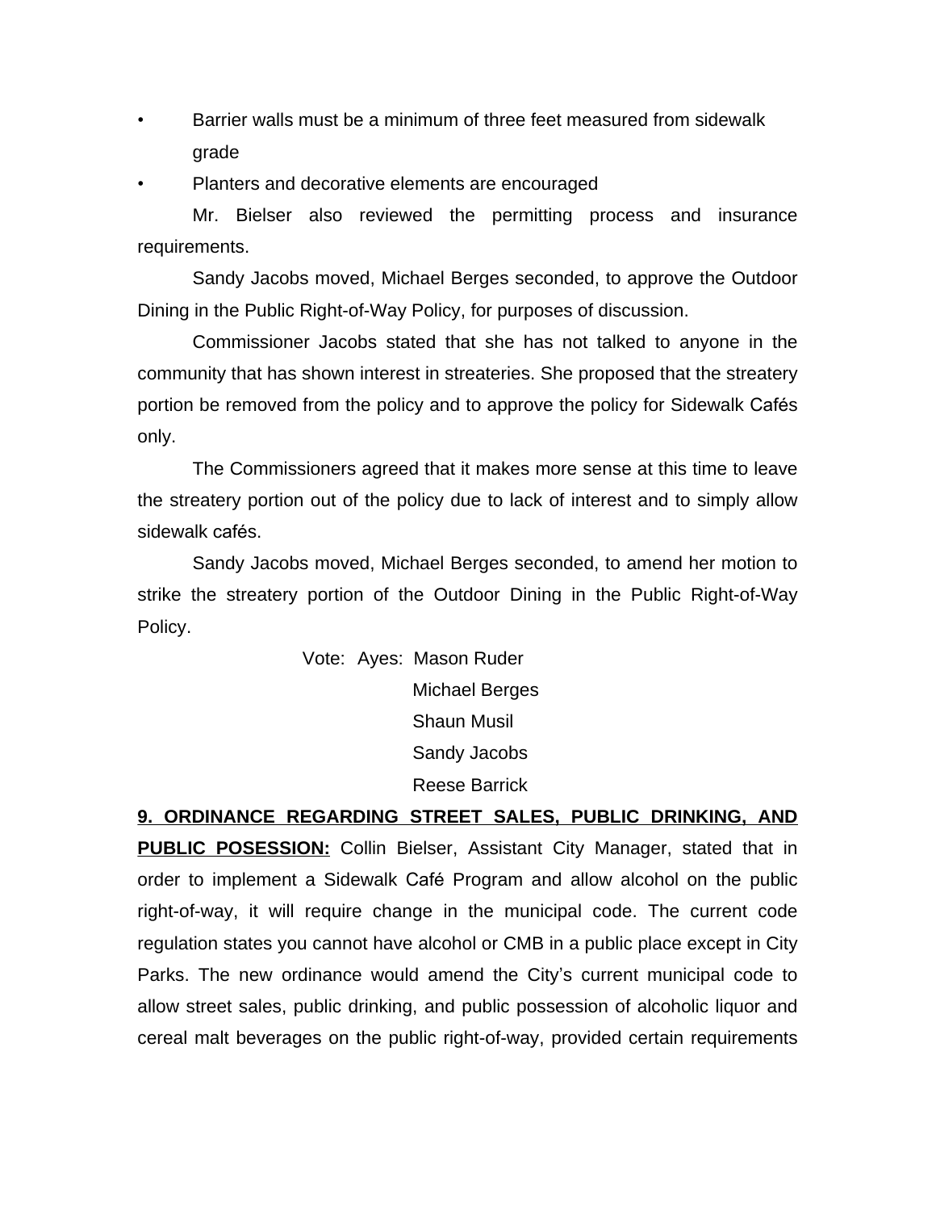- Barrier walls must be a minimum of three feet measured from sidewalk grade
- Planters and decorative elements are encouraged

Mr. Bielser also reviewed the permitting process and insurance requirements.

Sandy Jacobs moved, Michael Berges seconded, to approve the Outdoor Dining in the Public Right-of-Way Policy, for purposes of discussion.

Commissioner Jacobs stated that she has not talked to anyone in the community that has shown interest in streateries. She proposed that the streatery portion be removed from the policy and to approve the policy for Sidewalk Cafés only.

The Commissioners agreed that it makes more sense at this time to leave the streatery portion out of the policy due to lack of interest and to simply allow sidewalk cafés.

Sandy Jacobs moved, Michael Berges seconded, to amend her motion to strike the streatery portion of the Outdoor Dining in the Public Right-of-Way Policy.

Vote: Ayes: Mason Ruder
Michael Berges
Shaun Musil
Sandy Jacobs
Reese Barrick

**9. ORDINANCE REGARDING STREET SALES, PUBLIC DRINKING, AND PUBLIC POSESSION:** Collin Bielser, Assistant City Manager, stated that in order to implement a Sidewalk Café Program and allow alcohol on the public right-of-way, it will require change in the municipal code. The current code regulation states you cannot have alcohol or CMB in a public place except in City Parks. The new ordinance would amend the City's current municipal code to allow street sales, public drinking, and public possession of alcoholic liquor and cereal malt beverages on the public right-of-way, provided certain requirements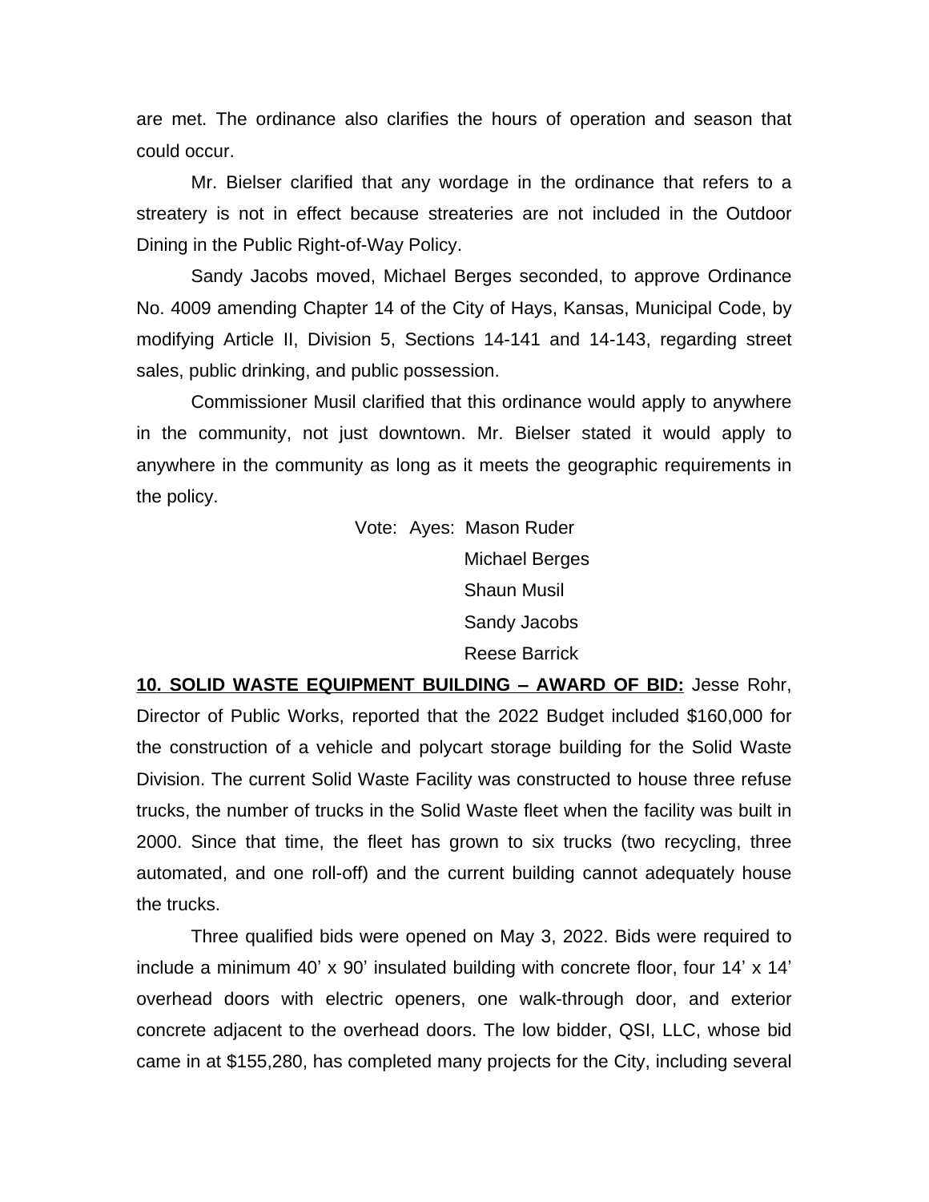are met. The ordinance also clarifies the hours of operation and season that could occur.

Mr. Bielser clarified that any wordage in the ordinance that refers to a streatery is not in effect because streateries are not included in the Outdoor Dining in the Public Right-of-Way Policy.

Sandy Jacobs moved, Michael Berges seconded, to approve Ordinance No. 4009 amending Chapter 14 of the City of Hays, Kansas, Municipal Code, by modifying Article II, Division 5, Sections 14-141 and 14-143, regarding street sales, public drinking, and public possession.

Commissioner Musil clarified that this ordinance would apply to anywhere in the community, not just downtown. Mr. Bielser stated it would apply to anywhere in the community as long as it meets the geographic requirements in the policy.

Vote: Ayes: Mason Ruder
Michael Berges
Shaun Musil
Sandy Jacobs
Reese Barrick

**10. SOLID WASTE EQUIPMENT BUILDING – AWARD OF BID:** Jesse Rohr, Director of Public Works, reported that the 2022 Budget included $160,000 for the construction of a vehicle and polycart storage building for the Solid Waste Division. The current Solid Waste Facility was constructed to house three refuse trucks, the number of trucks in the Solid Waste fleet when the facility was built in 2000. Since that time, the fleet has grown to six trucks (two recycling, three automated, and one roll-off) and the current building cannot adequately house the trucks.

Three qualified bids were opened on May 3, 2022. Bids were required to include a minimum 40' x 90' insulated building with concrete floor, four 14' x 14' overhead doors with electric openers, one walk-through door, and exterior concrete adjacent to the overhead doors. The low bidder, QSI, LLC, whose bid came in at $155,280, has completed many projects for the City, including several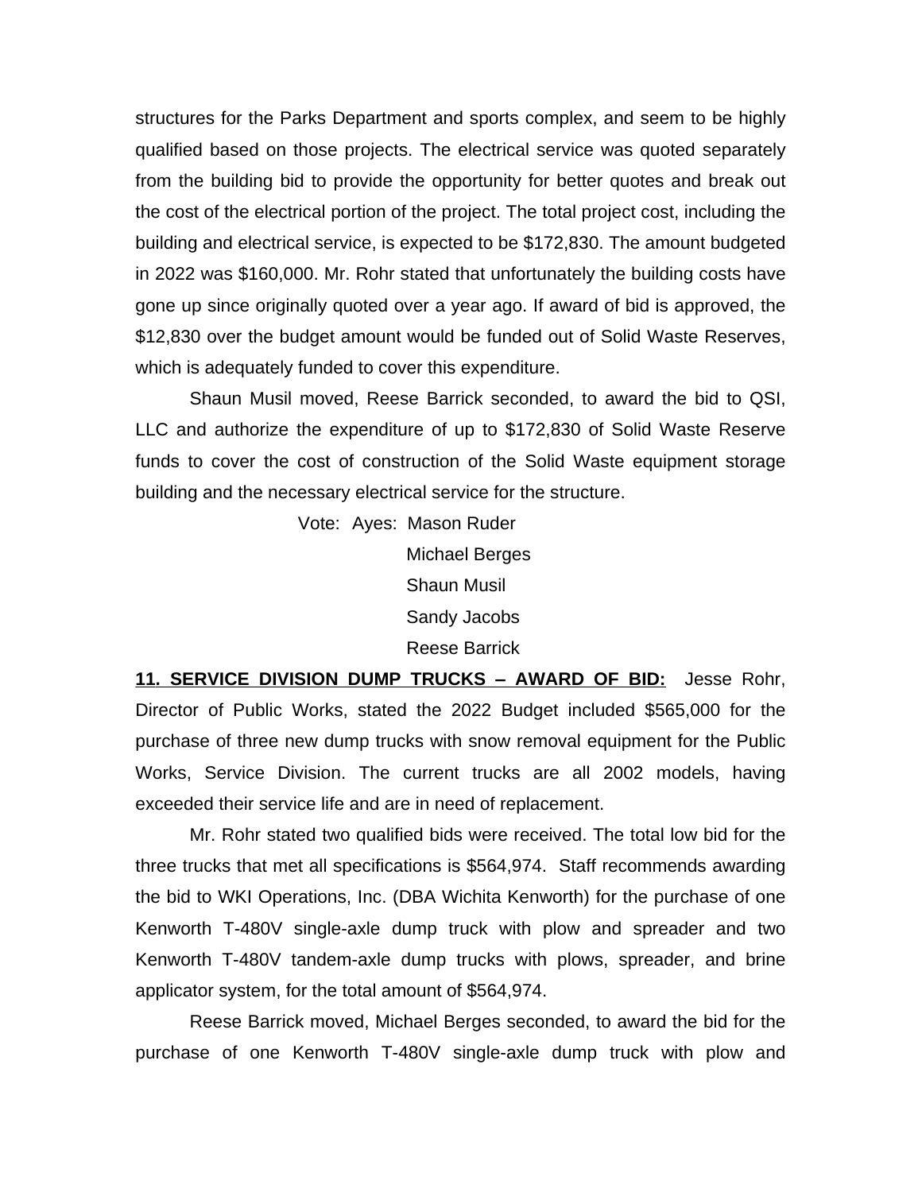structures for the Parks Department and sports complex, and seem to be highly qualified based on those projects. The electrical service was quoted separately from the building bid to provide the opportunity for better quotes and break out the cost of the electrical portion of the project. The total project cost, including the building and electrical service, is expected to be $172,830. The amount budgeted in 2022 was $160,000. Mr. Rohr stated that unfortunately the building costs have gone up since originally quoted over a year ago. If award of bid is approved, the $12,830 over the budget amount would be funded out of Solid Waste Reserves, which is adequately funded to cover this expenditure.

Shaun Musil moved, Reese Barrick seconded, to award the bid to QSI, LLC and authorize the expenditure of up to $172,830 of Solid Waste Reserve funds to cover the cost of construction of the Solid Waste equipment storage building and the necessary electrical service for the structure.

Vote: Ayes: Mason Ruder
Michael Berges
Shaun Musil
Sandy Jacobs
Reese Barrick

**11. SERVICE DIVISION DUMP TRUCKS – AWARD OF BID:** Jesse Rohr, Director of Public Works, stated the 2022 Budget included $565,000 for the purchase of three new dump trucks with snow removal equipment for the Public Works, Service Division. The current trucks are all 2002 models, having exceeded their service life and are in need of replacement.

Mr. Rohr stated two qualified bids were received. The total low bid for the three trucks that met all specifications is $564,974. Staff recommends awarding the bid to WKI Operations, Inc. (DBA Wichita Kenworth) for the purchase of one Kenworth T-480V single-axle dump truck with plow and spreader and two Kenworth T-480V tandem-axle dump trucks with plows, spreader, and brine applicator system, for the total amount of $564,974.

Reese Barrick moved, Michael Berges seconded, to award the bid for the purchase of one Kenworth T-480V single-axle dump truck with plow and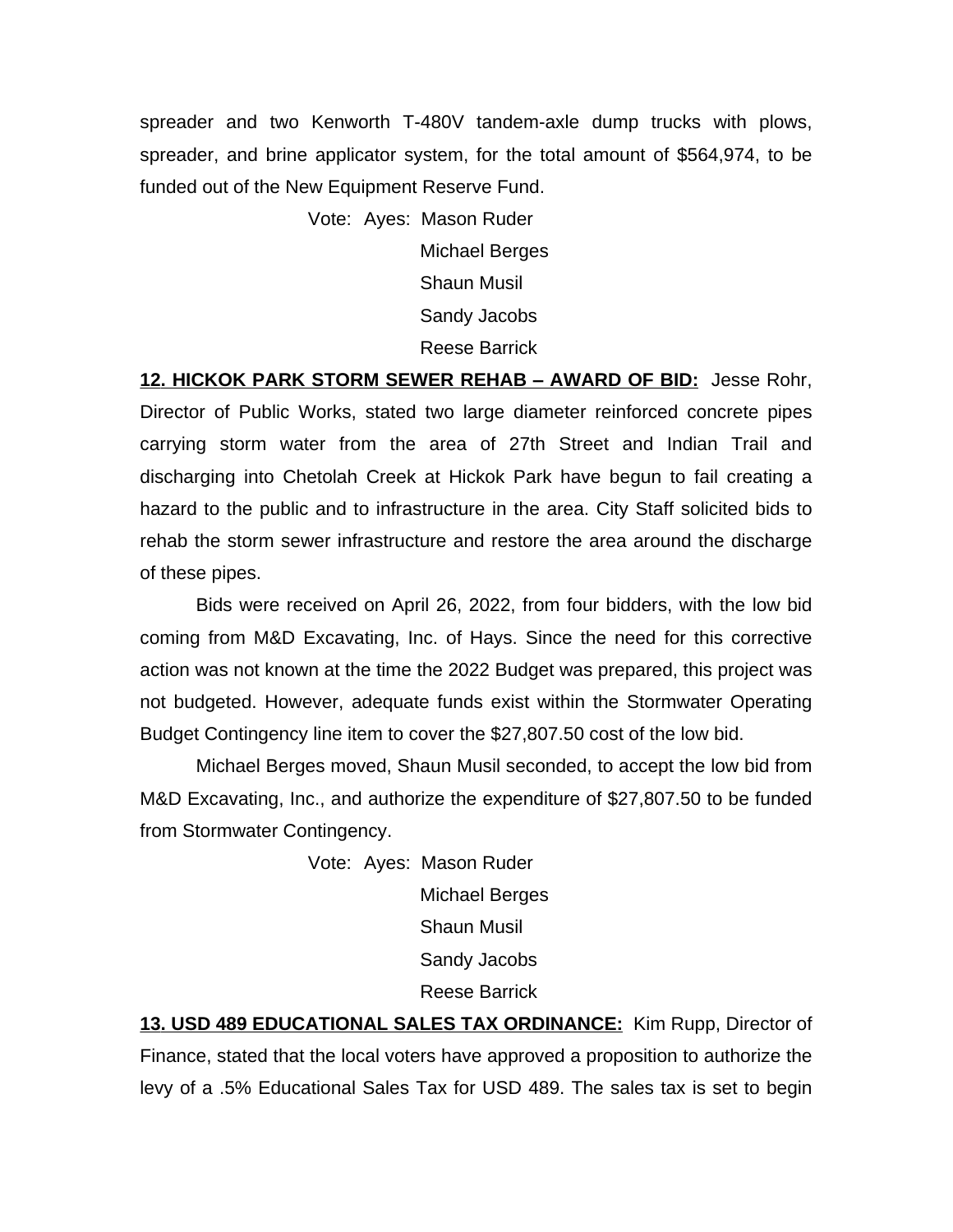spreader and two Kenworth T-480V tandem-axle dump trucks with plows, spreader, and brine applicator system, for the total amount of $564,974, to be funded out of the New Equipment Reserve Fund.

Vote: Ayes: Mason Ruder
Michael Berges
Shaun Musil
Sandy Jacobs
Reese Barrick

**12. HICKOK PARK STORM SEWER REHAB – AWARD OF BID:** Jesse Rohr, Director of Public Works, stated two large diameter reinforced concrete pipes carrying storm water from the area of 27th Street and Indian Trail and discharging into Chetolah Creek at Hickok Park have begun to fail creating a hazard to the public and to infrastructure in the area. City Staff solicited bids to rehab the storm sewer infrastructure and restore the area around the discharge of these pipes.

Bids were received on April 26, 2022, from four bidders, with the low bid coming from M&D Excavating, Inc. of Hays. Since the need for this corrective action was not known at the time the 2022 Budget was prepared, this project was not budgeted. However, adequate funds exist within the Stormwater Operating Budget Contingency line item to cover the $27,807.50 cost of the low bid.

Michael Berges moved, Shaun Musil seconded, to accept the low bid from M&D Excavating, Inc., and authorize the expenditure of $27,807.50 to be funded from Stormwater Contingency.

Vote: Ayes: Mason Ruder
Michael Berges
Shaun Musil
Sandy Jacobs
Reese Barrick

**13. USD 489 EDUCATIONAL SALES TAX ORDINANCE:** Kim Rupp, Director of Finance, stated that the local voters have approved a proposition to authorize the levy of a .5% Educational Sales Tax for USD 489. The sales tax is set to begin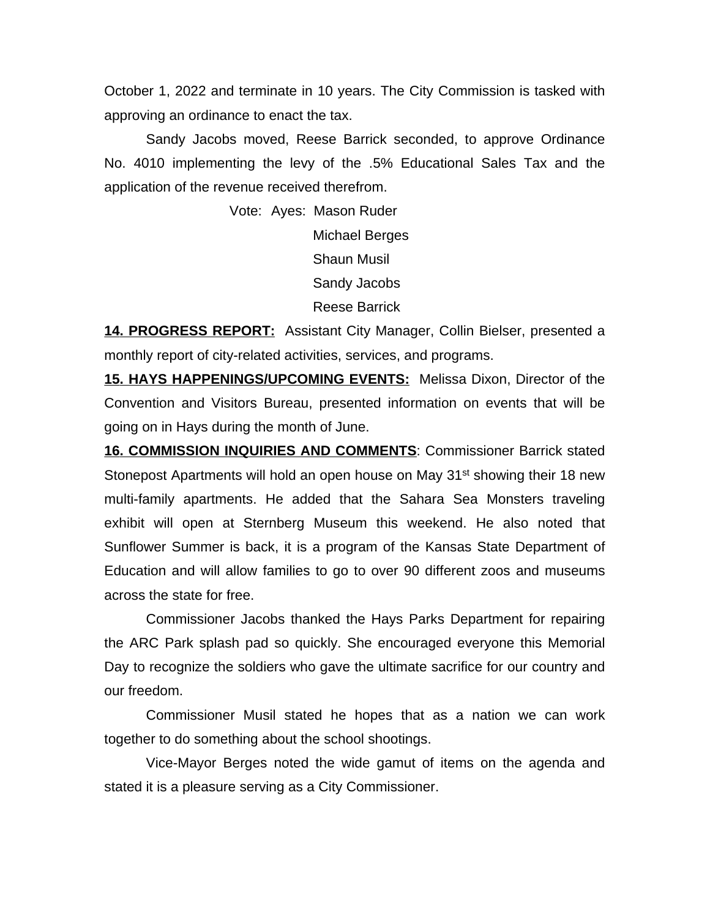October 1, 2022 and terminate in 10 years. The City Commission is tasked with approving an ordinance to enact the tax.

Sandy Jacobs moved, Reese Barrick seconded, to approve Ordinance No. 4010 implementing the levy of the .5% Educational Sales Tax and the application of the revenue received therefrom.

Vote: Ayes: Mason Ruder
Michael Berges
Shaun Musil
Sandy Jacobs
Reese Barrick

**14. PROGRESS REPORT:** Assistant City Manager, Collin Bielser, presented a monthly report of city-related activities, services, and programs.

**15. HAYS HAPPENINGS/UPCOMING EVENTS:** Melissa Dixon, Director of the Convention and Visitors Bureau, presented information on events that will be going on in Hays during the month of June.

**16. COMMISSION INQUIRIES AND COMMENTS**: Commissioner Barrick stated Stonepost Apartments will hold an open house on May 31st showing their 18 new multi-family apartments. He added that the Sahara Sea Monsters traveling exhibit will open at Sternberg Museum this weekend. He also noted that Sunflower Summer is back, it is a program of the Kansas State Department of Education and will allow families to go to over 90 different zoos and museums across the state for free.

Commissioner Jacobs thanked the Hays Parks Department for repairing the ARC Park splash pad so quickly. She encouraged everyone this Memorial Day to recognize the soldiers who gave the ultimate sacrifice for our country and our freedom.

Commissioner Musil stated he hopes that as a nation we can work together to do something about the school shootings.

Vice-Mayor Berges noted the wide gamut of items on the agenda and stated it is a pleasure serving as a City Commissioner.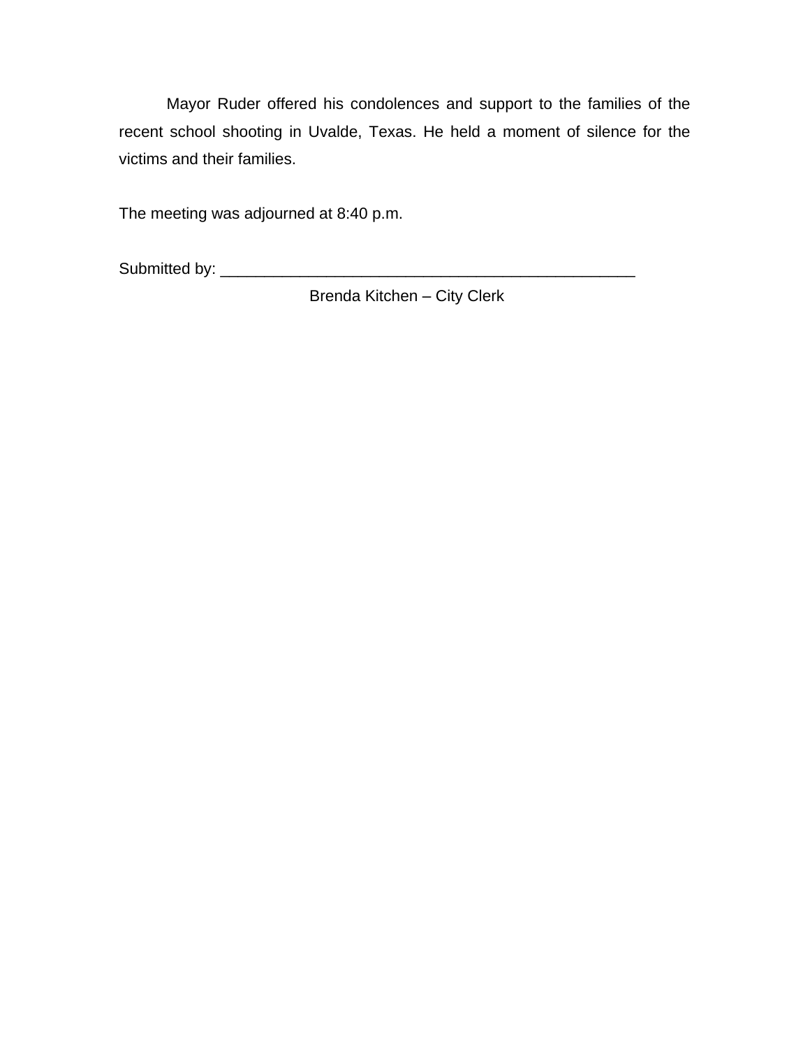Mayor Ruder offered his condolences and support to the families of the recent school shooting in Uvalde, Texas. He held a moment of silence for the victims and their families.

The meeting was adjourned at 8:40 p.m.

Submitted by: _________________________________________________

Brenda Kitchen – City Clerk